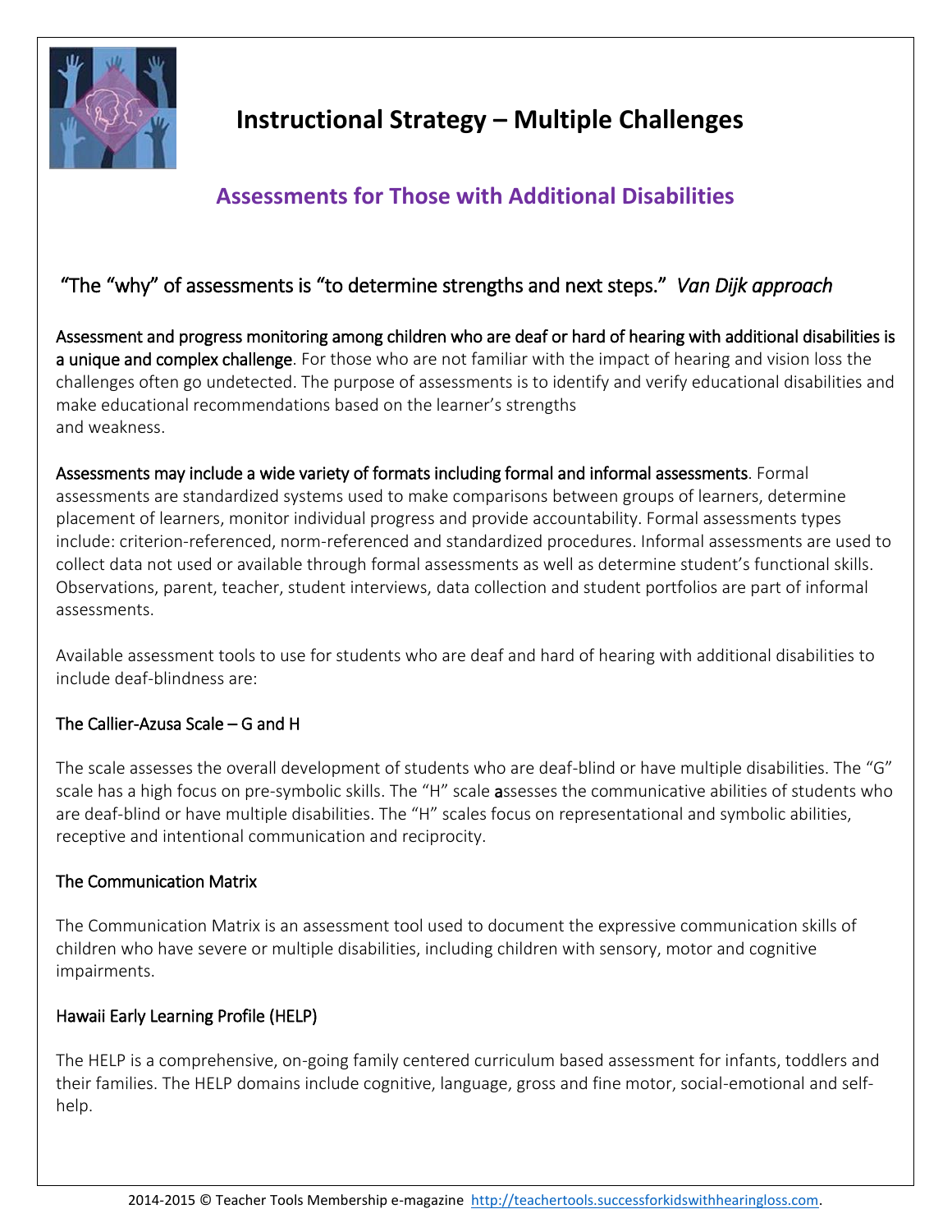# Instructional Strategy – Multiple Challenges

## Assessments for Those with Additional Disabilities

### "The "why" of assessments is "to determine strengths and next steps." *Van Dijk approach*

Assessment and progress monitoring among children who are deaf or hard of hearing with additional disabilities is a unique and complex challenge. For those who are not familiar with the impact of hearing and vision loss the challenges often go undetected. The purpose of assessments is to identify and verify educational disabilities and make educational recommendations based on the learner's strengths and weakness.

Assessments may include a wide variety of formats including formal and informal assessments. Formal assessments are standardized systems used to make comparisons between groups of learners, determine placement of learners, monitor individual progress and provide accountability. Formal assessments types include: criterion-referenced, norm-referenced and standardized procedures. Informal assessments are used to collect data not used or available through formal assessments as well as determine student's functional skills. Observations, parent, teacher, student interviews, data collection and student portfolios are part of informal assessments.

Available assessment tools to use for students who are deaf and hard of hearing with additional disabilities to include deaf-blindness are:

#### The Callier-Azusa Scale – G and H

The scale assesses the overall development of students who are deaf-blind or have multiple disabilities. The "G" scale has a high focus on pre-symbolic skills. The "H" scale assesses the communicative abilities of students who are deaf-blind or have multiple disabilities. The "H" scales focus on representational and symbolic abilities, receptive and intentional communication and reciprocity.

#### The Communication Matrix

The Communication Matrix is an assessment tool used to document the expressive communication skills of children who have severe or multiple disabilities, including children with sensory, motor and cognitive impairments.

#### Hawaii Early Learning Profile (HELP)

The HELP is a comprehensive, on-going family centered curriculum based assessment for infants, toddlers and their families. The HELP domains include cognitive, language, gross and fine motor, social-emotional and self-help.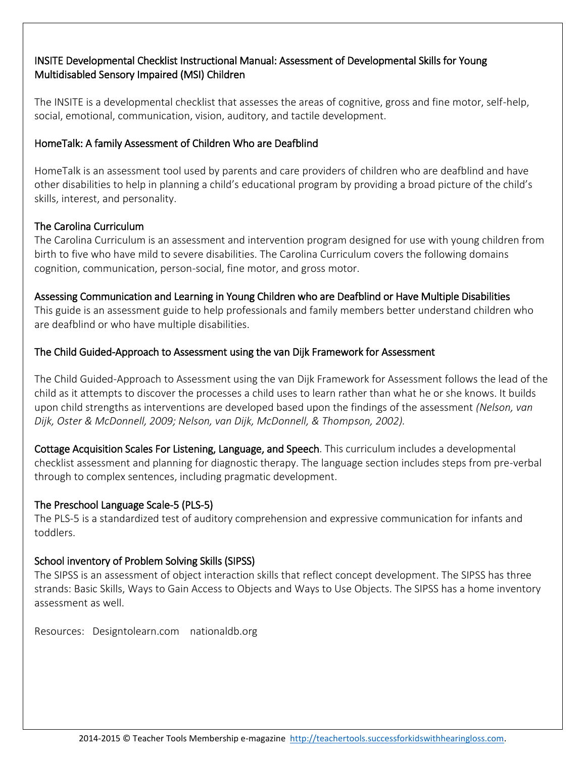### INSITE Developmental Checklist Instructional Manual: Assessment of Developmental Skills for Young Multidisabled Sensory Impaired (MSI) Children

The INSITE is a developmental checklist that assesses the areas of cognitive, gross and fine motor, self-help, social, emotional, communication, vision, auditory, and tactile development.

### HomeTalk: A family Assessment of Children Who are Deafblind

HomeTalk is an assessment tool used by parents and care providers of children who are deafblind and have other disabilities to help in planning a child's educational program by providing a broad picture of the child's skills, interest, and personality.

### The Carolina Curriculum

The Carolina Curriculum is an assessment and intervention program designed for use with young children from birth to five who have mild to severe disabilities. The Carolina Curriculum covers the following domains cognition, communication, person-social, fine motor, and gross motor.

### Assessing Communication and Learning in Young Children who are Deafblind or Have Multiple Disabilities

This guide is an assessment guide to help professionals and family members better understand children who are deafblind or who have multiple disabilities.

### The Child Guided-Approach to Assessment using the van Dijk Framework for Assessment

The Child Guided-Approach to Assessment using the van Dijk Framework for Assessment follows the lead of the child as it attempts to discover the processes a child uses to learn rather than what he or she knows. It builds upon child strengths as interventions are developed based upon the findings of the assessment *(Nelson, van Dijk, Oster & McDonnell, 2009; Nelson, van Dijk, McDonnell, & Thompson, 2002).*

**Cottage Acquisition Scales For Listening, Language, and Speech**. This curriculum includes a developmental checklist assessment and planning for diagnostic therapy. The language section includes steps from pre-verbal through to complex sentences, including pragmatic development.

### The Preschool Language Scale-5 (PLS-5)

The PLS-5 is a standardized test of auditory comprehension and expressive communication for infants and toddlers.

### School inventory of Problem Solving Skills (SIPSS)

The SIPSS is an assessment of object interaction skills that reflect concept development. The SIPSS has three strands: Basic Skills, Ways to Gain Access to Objects and Ways to Use Objects. The SIPSS has a home inventory assessment as well.

Resources: Designtolearn.com nationaldb.org